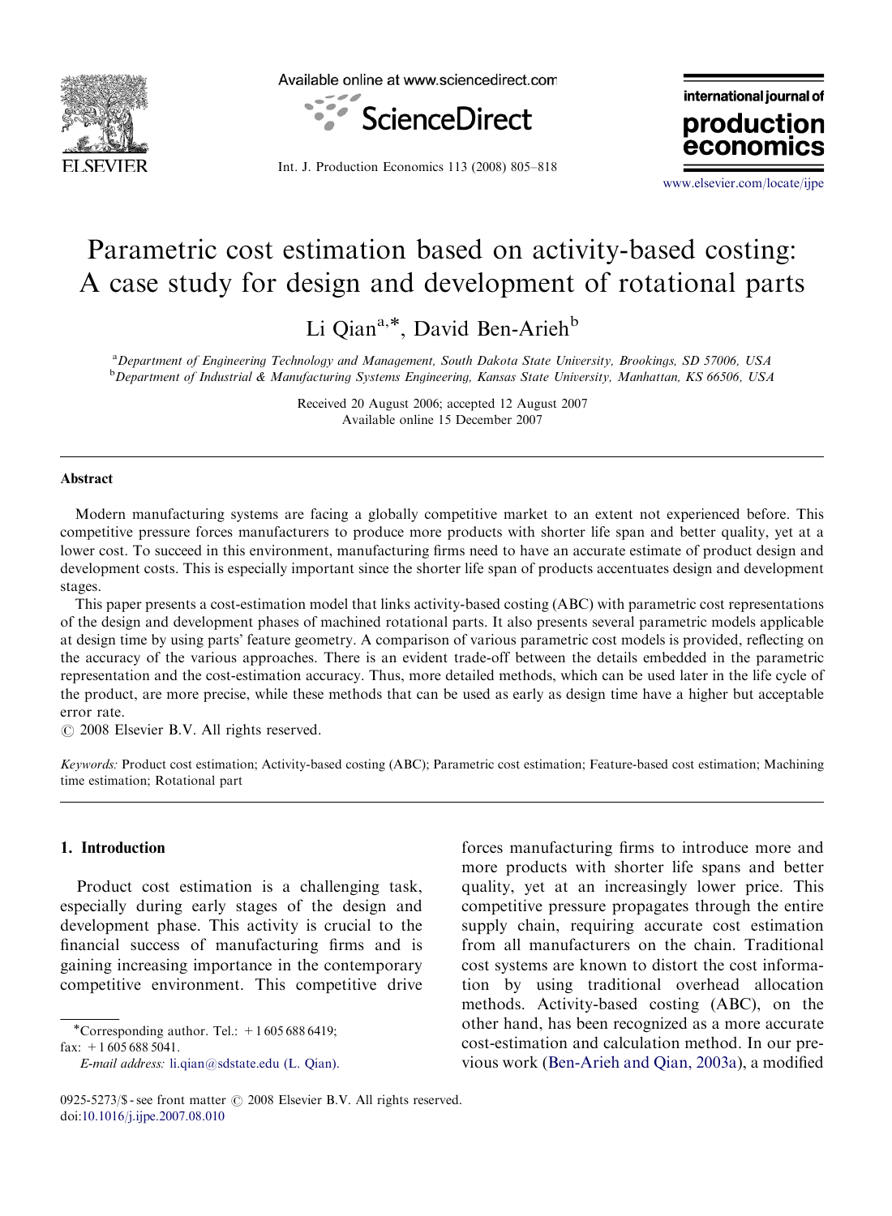# Parametric cost estimation based on activity-based costing: A case study for design and development of rotational parts

Li Qian[a,*], David Ben-Arieh[b]

[a]Department of Engineering Technology and Management, South Dakota State University, Brookings, SD 57006, USA
[b]Department of Industrial & Manufacturing Systems Engineering, Kansas State University, Manhattan, KS 66506, USA

Received 20 August 2006; accepted 12 August 2007
Available online 15 December 2007

## Abstract

Modern manufacturing systems are facing a globally competitive market to an extent not experienced before. This competitive pressure forces manufacturers to produce more products with shorter life span and better quality, yet at a lower cost. To succeed in this environment, manufacturing firms need to have an accurate estimate of product design and development costs. This is especially important since the shorter life span of products accentuates design and development stages.

This paper presents a cost-estimation model that links activity-based costing (ABC) with parametric cost representations of the design and development phases of machined rotational parts. It also presents several parametric models applicable at design time by using parts' feature geometry. A comparison of various parametric cost models is provided, reflecting on the accuracy of the various approaches. There is an evident trade-off between the details embedded in the parametric representation and the cost-estimation accuracy. Thus, more detailed methods, which can be used later in the life cycle of the product, are more precise, while these methods that can be used as early as design time have a higher but acceptable error rate.

© 2008 Elsevier B.V. All rights reserved.

*Keywords:* Product cost estimation; Activity-based costing (ABC); Parametric cost estimation; Feature-based cost estimation; Machining time estimation; Rotational part

## 1. Introduction

Product cost estimation is a challenging task, especially during early stages of the design and development phase. This activity is crucial to the financial success of manufacturing firms and is gaining increasing importance in the contemporary competitive environment. This competitive drive forces manufacturing firms to introduce more and more products with shorter life spans and better quality, yet at an increasingly lower price. This competitive pressure propagates through the entire supply chain, requiring accurate cost estimation from all manufacturers on the chain. Traditional cost systems are known to distort the cost information by using traditional overhead allocation methods. Activity-based costing (ABC), on the other hand, has been recognized as a more accurate cost-estimation and calculation method. In our previous work (Ben-Arieh and Qian, 2003a), a modified

*Corresponding author. Tel.: +1 605 688 6419; fax: +1 605 688 5041.
*E-mail address:* li.qian@sdstate.edu (L. Qian).

0925-5273/$ - see front matter © 2008 Elsevier B.V. All rights reserved.
doi:10.1016/j.ijpe.2007.08.010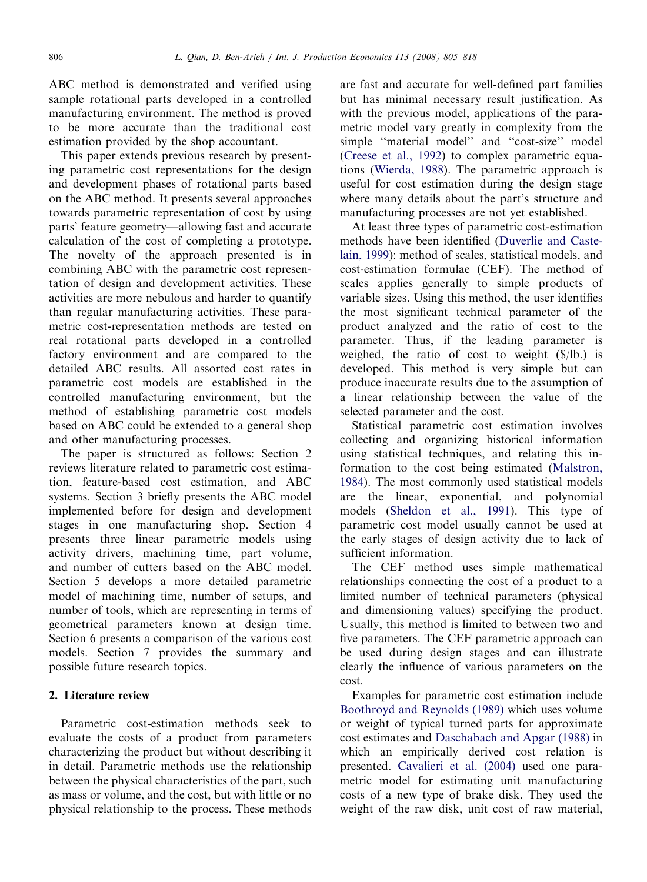ABC method is demonstrated and verified using sample rotational parts developed in a controlled manufacturing environment. The method is proved to be more accurate than the traditional cost estimation provided by the shop accountant.

This paper extends previous research by presenting parametric cost representations for the design and development phases of rotational parts based on the ABC method. It presents several approaches towards parametric representation of cost by using parts' feature geometry—allowing fast and accurate calculation of the cost of completing a prototype. The novelty of the approach presented is in combining ABC with the parametric cost representation of design and development activities. These activities are more nebulous and harder to quantify than regular manufacturing activities. These parametric cost-representation methods are tested on real rotational parts developed in a controlled factory environment and are compared to the detailed ABC results. All assorted cost rates in parametric cost models are established in the controlled manufacturing environment, but the method of establishing parametric cost models based on ABC could be extended to a general shop and other manufacturing processes.

The paper is structured as follows: Section 2 reviews literature related to parametric cost estimation, feature-based cost estimation, and ABC systems. Section 3 briefly presents the ABC model implemented before for design and development stages in one manufacturing shop. Section 4 presents three linear parametric models using activity drivers, machining time, part volume, and number of cutters based on the ABC model. Section 5 develops a more detailed parametric model of machining time, number of setups, and number of tools, which are representing in terms of geometrical parameters known at design time. Section 6 presents a comparison of the various cost models. Section 7 provides the summary and possible future research topics.

## 2. Literature review

Parametric cost-estimation methods seek to evaluate the costs of a product from parameters characterizing the product but without describing it in detail. Parametric methods use the relationship between the physical characteristics of the part, such as mass or volume, and the cost, but with little or no physical relationship to the process. These methods are fast and accurate for well-defined part families but has minimal necessary result justification. As with the previous model, applications of the parametric model vary greatly in complexity from the simple "material model" and "cost-size" model (Creese et al., 1992) to complex parametric equations (Wierda, 1988). The parametric approach is useful for cost estimation during the design stage where many details about the part's structure and manufacturing processes are not yet established.

At least three types of parametric cost-estimation methods have been identified (Duverlie and Castelain, 1999): method of scales, statistical models, and cost-estimation formulae (CEF). The method of scales applies generally to simple products of variable sizes. Using this method, the user identifies the most significant technical parameter of the product analyzed and the ratio of cost to the parameter. Thus, if the leading parameter is weighed, the ratio of cost to weight ($/lb.) is developed. This method is very simple but can produce inaccurate results due to the assumption of a linear relationship between the value of the selected parameter and the cost.

Statistical parametric cost estimation involves collecting and organizing historical information using statistical techniques, and relating this information to the cost being estimated (Malstron, 1984). The most commonly used statistical models are the linear, exponential, and polynomial models (Sheldon et al., 1991). This type of parametric cost model usually cannot be used at the early stages of design activity due to lack of sufficient information.

The CEF method uses simple mathematical relationships connecting the cost of a product to a limited number of technical parameters (physical and dimensioning values) specifying the product. Usually, this method is limited to between two and five parameters. The CEF parametric approach can be used during design stages and can illustrate clearly the influence of various parameters on the cost.

Examples for parametric cost estimation include Boothroyd and Reynolds (1989) which uses volume or weight of typical turned parts for approximate cost estimates and Daschabach and Apgar (1988) in which an empirically derived cost relation is presented. Cavalieri et al. (2004) used one parametric model for estimating unit manufacturing costs of a new type of brake disk. They used the weight of the raw disk, unit cost of raw material,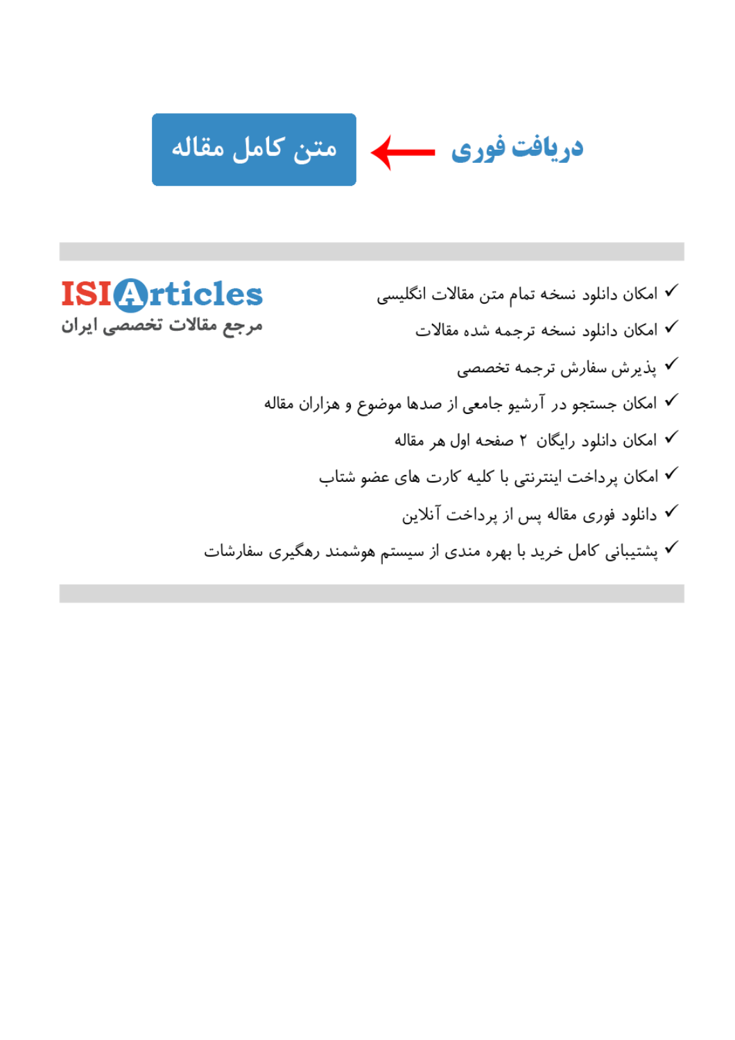دریافت فوری ← **متن کامل مقاله**

**ISIArticles**
مرجع مقالات تخصصی ایران

- ✓ امکان دانلود نسخه تمام متن مقالات انگلیسی
- ✓ امکان دانلود نسخه ترجمه شده مقالات
- ✓ پذیرش سفارش ترجمه تخصصی
- ✓ امکان جستجو در آرشیو جامعی از صدها موضوع و هزاران مقاله
- ✓ امکان دانلود رایگان ۲ صفحه اول هر مقاله
- ✓ امکان پرداخت اینترنتی با کلیه کارت های عضو شتاب
- ✓ دانلود فوری مقاله پس از پرداخت آنلاین
- ✓ پشتیبانی کامل خرید با بهره مندی از سیستم هوشمند رهگیری سفارشات